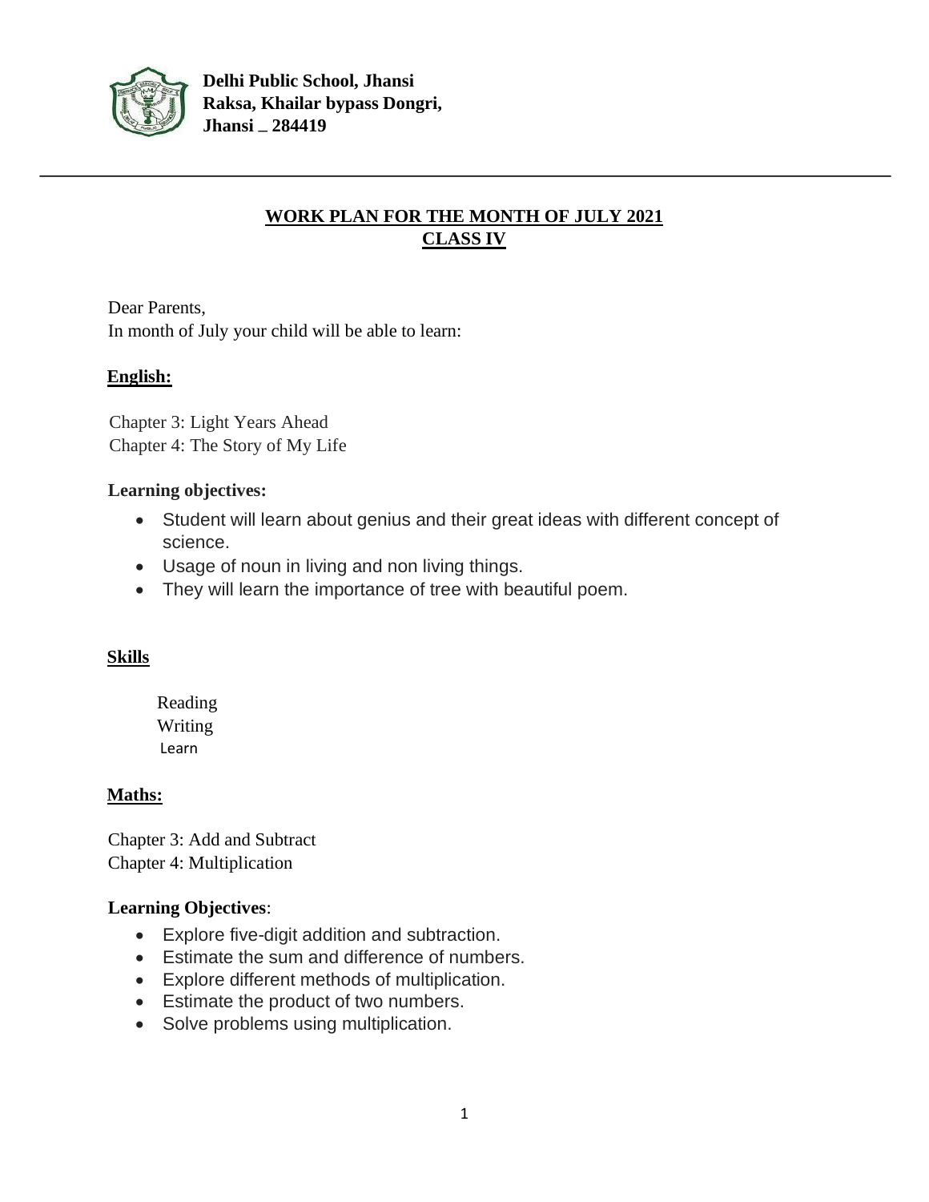**Delhi Public School, Jhansi**
**Raksa, Khailar bypass Dongri,**
**Jhansi _ 284419**

---

## WORK PLAN FOR THE MONTH OF JULY 2021
## CLASS IV

Dear Parents,
In month of July your child will be able to learn:

### English:

Chapter 3: Light Years Ahead
Chapter 4: The Story of My Life

**Learning objectives:**

- Student will learn about genius and their great ideas with different concept of science.
- Usage of noun in living and non living things.
- They will learn the importance of tree with beautiful poem.

### Skills

Reading
Writing
Learn

### Maths:

Chapter 3: Add and Subtract
Chapter 4: Multiplication

**Learning Objectives**:

- Explore five-digit addition and subtraction.
- Estimate the sum and difference of numbers.
- Explore different methods of multiplication.
- Estimate the product of two numbers.
- Solve problems using multiplication.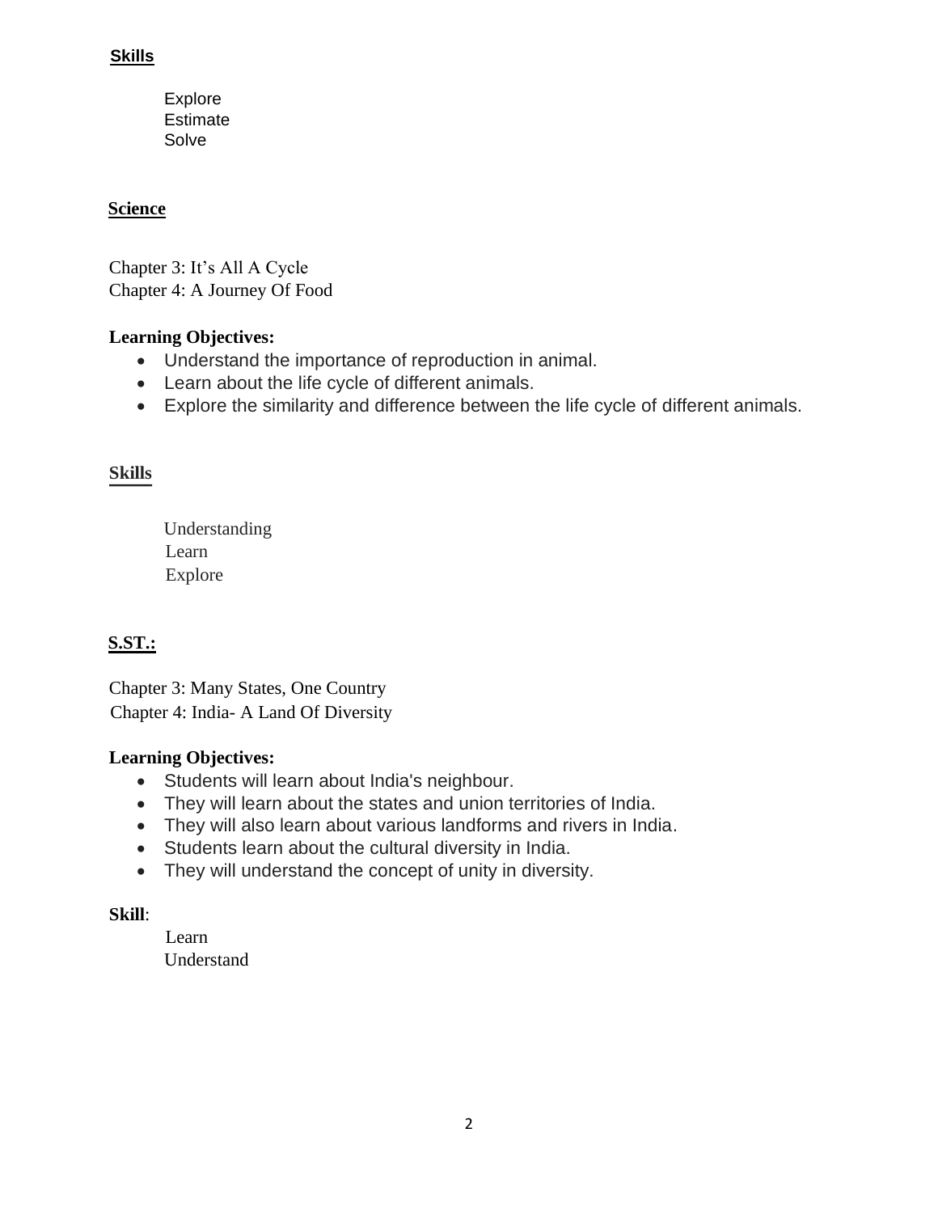**Skills**

Explore
Estimate
Solve

**Science**

Chapter 3: It's All A Cycle
Chapter 4: A Journey Of Food

**Learning Objectives:**

- Understand the importance of reproduction in animal.
- Learn about the life cycle of different animals.
- Explore the similarity and difference between the life cycle of different animals.

**Skills**

Understanding
Learn
Explore

**S.ST.:**

Chapter 3: Many States, One Country
Chapter 4: India- A Land Of Diversity

**Learning Objectives:**

- Students will learn about India's neighbour.
- They will learn about the states and union territories of India.
- They will also learn about various landforms and rivers in India.
- Students learn about the cultural diversity in India.
- They will understand the concept of unity in diversity.

**Skill**:

Learn
Understand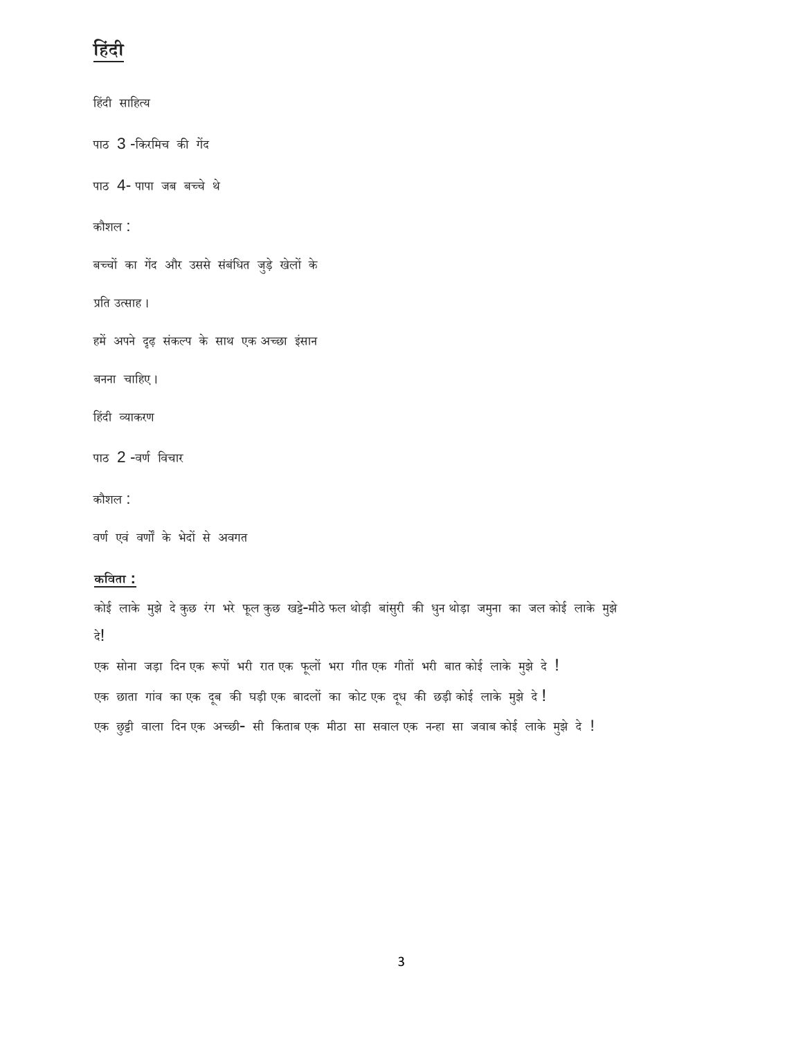## हिंदी

हिंदी साहित्य

पाठ 3 -किरमिच की गेंद

पाठ 4- पापा जब बच्चे थे

कौशल :

बच्चों का गेंद और उससे संबंधित जुड़े खेलों के

प्रति उत्साह।

हमें अपने दृढ़ संकल्प के साथ एक अच्छा इंसान

बनना चाहिए।

हिंदी व्याकरण

पाठ 2 -वर्ण विचार

कौशल :

वर्ण एवं वर्णों के भेदों से अवगत

**कविता :**

कोई लाके मुझे दे कुछ रंग भरे फूल कुछ खट्टे-मीठे फल थोड़ी बांसुरी की धुन थोड़ा जमुना का जल कोई लाके मुझे दे!

एक सोना जड़ा दिन एक रूपों भरी रात एक फूलों भरा गीत एक गीतों भरी बात कोई लाके मुझे दे !

एक छाता गांव का एक दूब की घड़ी एक बादलों का कोट एक दूध की छड़ी कोई लाके मुझे दे !

एक छुट्टी वाला दिन एक अच्छी- सी किताब एक मीठा सा सवाल एक नन्हा सा जवाब कोई लाके मुझे दे !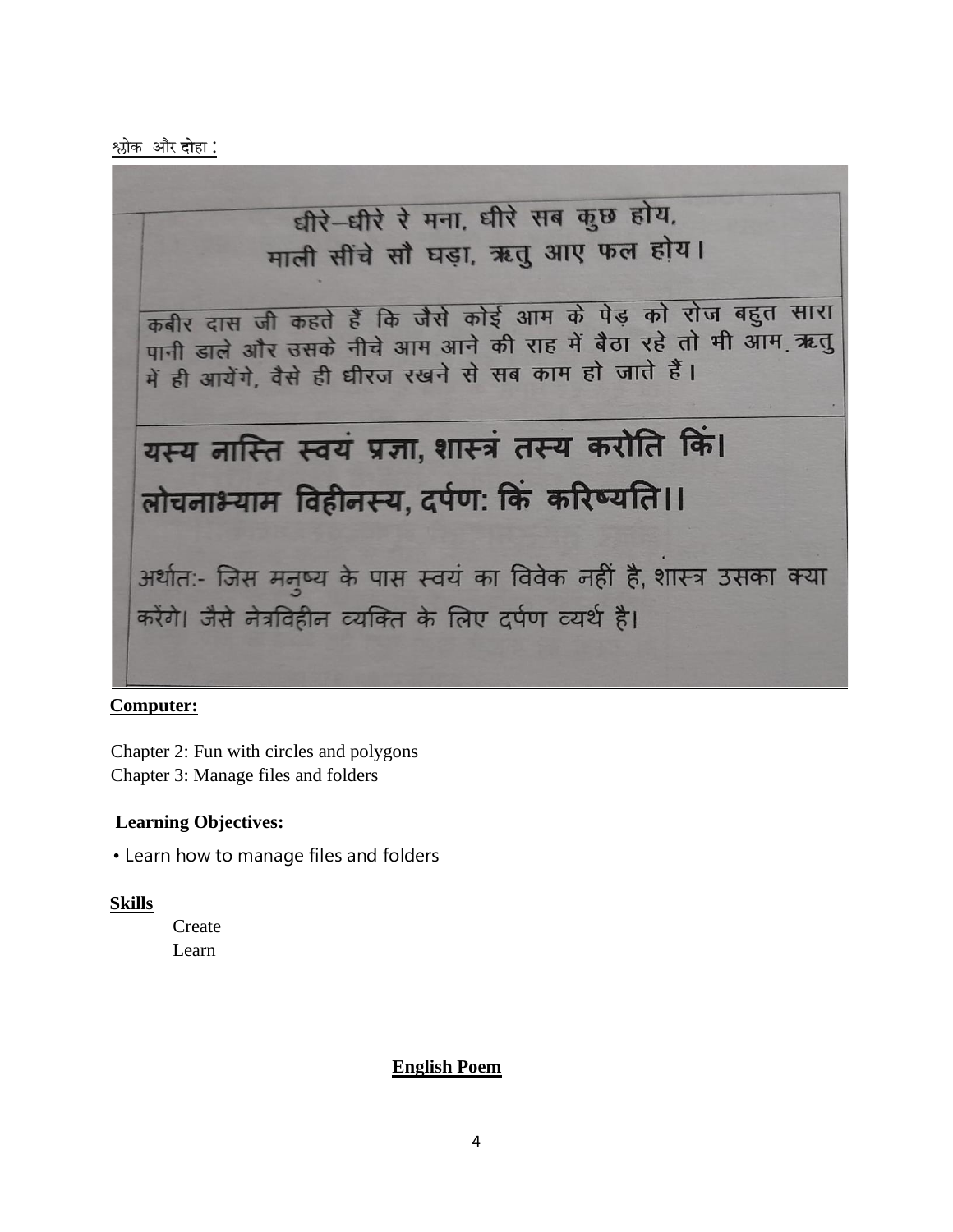श्लोक और दोहा :

धीरे–धीरे रे मना, धीरे सब कुछ होय,
माली सींचे सौ घड़ा, ऋतु आए फल होय।

कबीर दास जी कहते हैं कि जैसे कोई आम के पेड़ को रोज बहुत सारा पानी डाले और उसके नीचे आम आने की राह में बैठा रहे तो भी आम ऋतु में ही आयेंगे, वैसे ही धीरज रखने से सब काम हो जाते हैं।

**यस्य नास्ति स्वयं प्रज्ञा, शास्त्रं तस्य करोति किं।**
**लोचनाभ्याम विहीनस्य, दर्पण: किं करिष्यति।।**

अर्थात:- जिस मनुष्य के पास स्वयं का विवेक नहीं है, शास्त्र उसका क्या करेंगे। जैसे नेत्रविहीन व्यक्ति के लिए दर्पण व्यर्थ है।

**Computer:**

Chapter 2: Fun with circles and polygons
Chapter 3: Manage files and folders

**Learning Objectives:**

- Learn how to manage files and folders

**Skills**

Create
Learn

**English Poem**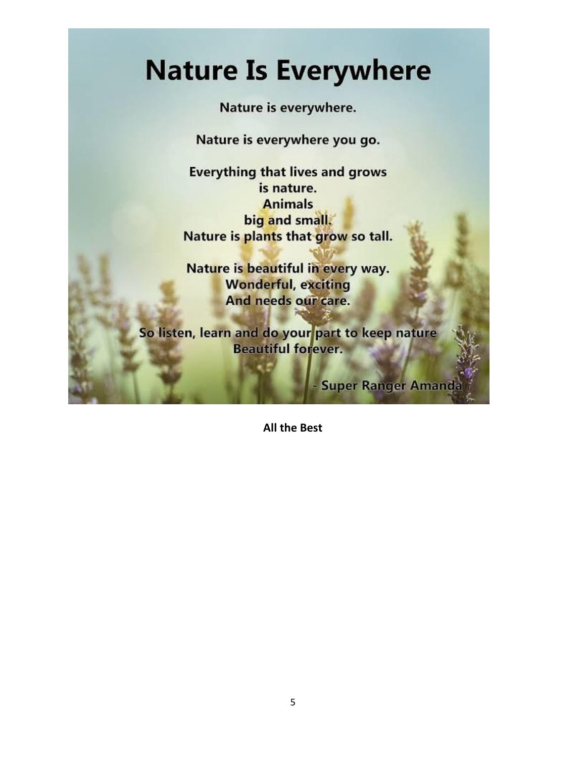# Nature Is Everywhere

Nature is everywhere.

Nature is everywhere you go.

Everything that lives and grows
is nature.
Animals
big and small.
Nature is plants that grow so tall.

Nature is beautiful in every way.
Wonderful, exciting
And needs our care.

So listen, learn and do your part to keep nature
Beautiful forever.

- Super Ranger Amanda

**All the Best**